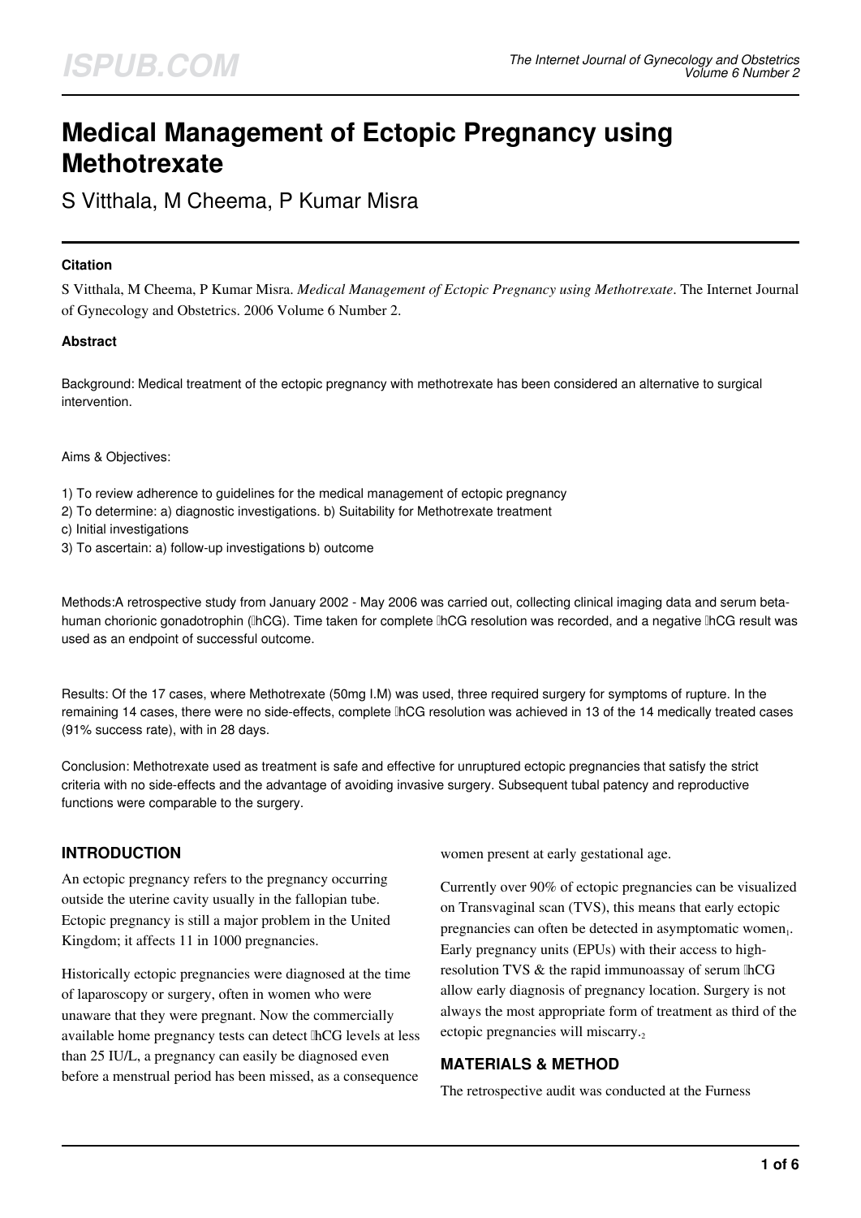# Medical Management of Ectopic Pregnancy using Methotrexate

S Vitthala, M Cheema, P Kumar Misra

### Citation

S Vitthala, M Cheema, P Kumar Misra. *Medical Management of Ectopic Pregnancy using Methotrexate*. The Internet Journal of Gynecology and Obstetrics. 2006 Volume 6 Number 2.

### Abstract

Background: Medical treatment of the ectopic pregnancy with methotrexate has been considered an alternative to surgical intervention.

Aims & Objectives:

1) To review adherence to guidelines for the medical management of ectopic pregnancy
2) To determine: a) diagnostic investigations. b) Suitability for Methotrexate treatment
c) Initial investigations
3) To ascertain: a) follow-up investigations b) outcome

Methods:A retrospective study from January 2002 - May 2006 was carried out, collecting clinical imaging data and serum beta-human chorionic gonadotrophin (βhCG). Time taken for complete βhCG resolution was recorded, and a negative βhCG result was used as an endpoint of successful outcome.

Results: Of the 17 cases, where Methotrexate (50mg I.M) was used, three required surgery for symptoms of rupture. In the remaining 14 cases, there were no side-effects, complete βhCG resolution was achieved in 13 of the 14 medically treated cases (91% success rate), with in 28 days.

Conclusion: Methotrexate used as treatment is safe and effective for unruptured ectopic pregnancies that satisfy the strict criteria with no side-effects and the advantage of avoiding invasive surgery. Subsequent tubal patency and reproductive functions were comparable to the surgery.

## INTRODUCTION

An ectopic pregnancy refers to the pregnancy occurring outside the uterine cavity usually in the fallopian tube. Ectopic pregnancy is still a major problem in the United Kingdom; it affects 11 in 1000 pregnancies.

Historically ectopic pregnancies were diagnosed at the time of laparoscopy or surgery, often in women who were unaware that they were pregnant. Now the commercially available home pregnancy tests can detect βhCG levels at less than 25 IU/L, a pregnancy can easily be diagnosed even before a menstrual period has been missed, as a consequence women present at early gestational age.

Currently over 90% of ectopic pregnancies can be visualized on Transvaginal scan (TVS), this means that early ectopic pregnancies can often be detected in asymptomatic women[1]. Early pregnancy units (EPUs) with their access to high-resolution TVS & the rapid immunoassay of serum βhCG allow early diagnosis of pregnancy location. Surgery is not always the most appropriate form of treatment as third of the ectopic pregnancies will miscarry.[2]

## MATERIALS & METHOD

The retrospective audit was conducted at the Furness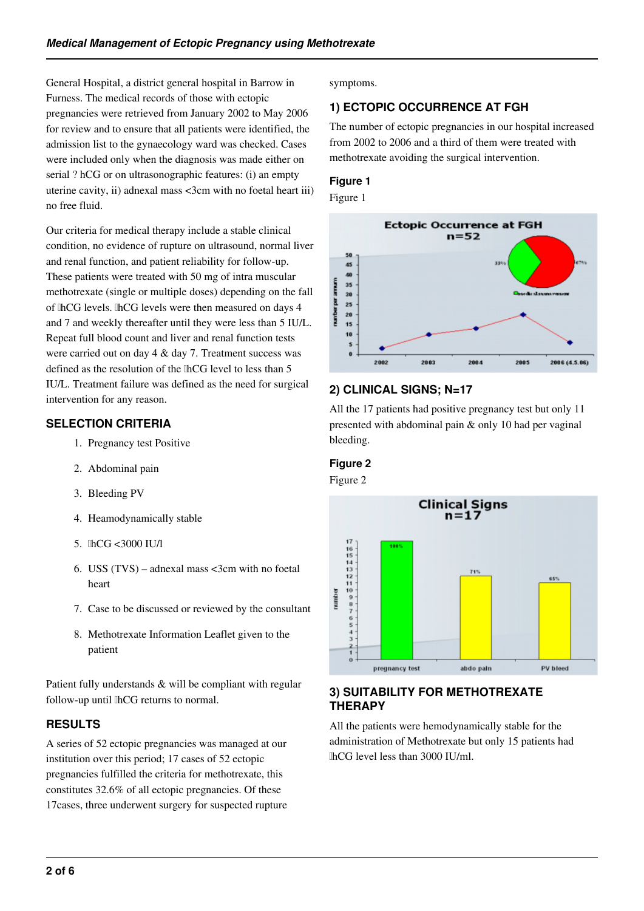General Hospital, a district general hospital in Barrow in Furness. The medical records of those with ectopic pregnancies were retrieved from January 2002 to May 2006 for review and to ensure that all patients were identified, the admission list to the gynaecology ward was checked. Cases were included only when the diagnosis was made either on serial ? hCG or on ultrasonographic features: (i) an empty uterine cavity, ii) adnexal mass <3cm with no foetal heart iii) no free fluid.

Our criteria for medical therapy include a stable clinical condition, no evidence of rupture on ultrasound, normal liver and renal function, and patient reliability for follow-up. These patients were treated with 50 mg of intra muscular methotrexate (single or multiple doses) depending on the fall of hCG levels. hCG levels were then measured on days 4 and 7 and weekly thereafter until they were less than 5 IU/L. Repeat full blood count and liver and renal function tests were carried out on day 4 & day 7. Treatment success was defined as the resolution of the hCG level to less than 5 IU/L. Treatment failure was defined as the need for surgical intervention for any reason.

## SELECTION CRITERIA

1. Pregnancy test Positive
2. Abdominal pain
3. Bleeding PV
4. Heamodynamically stable
5. hCG <3000 IU/l
6. USS (TVS) – adnexal mass <3cm with no foetal heart
7. Case to be discussed or reviewed by the consultant
8. Methotrexate Information Leaflet given to the patient

Patient fully understands & will be compliant with regular follow-up until hCG returns to normal.

## RESULTS

A series of 52 ectopic pregnancies was managed at our institution over this period; 17 cases of 52 ectopic pregnancies fulfilled the criteria for methotrexate, this constitutes 32.6% of all ectopic pregnancies. Of these 17cases, three underwent surgery for suspected rupture symptoms.

### 1) ECTOPIC OCCURRENCE AT FGH

The number of ectopic pregnancies in our hospital increased from 2002 to 2006 and a third of them were treated with methotrexate avoiding the surgical intervention.

**Figure 1**

Figure 1

### 2) CLINICAL SIGNS; N=17

All the 17 patients had positive pregnancy test but only 11 presented with abdominal pain & only 10 had per vaginal bleeding.

**Figure 2**

Figure 2

### 3) SUITABILITY FOR METHOTREXATE THERAPY

All the patients were hemodynamically stable for the administration of Methotrexate but only 15 patients had hCG level less than 3000 IU/ml.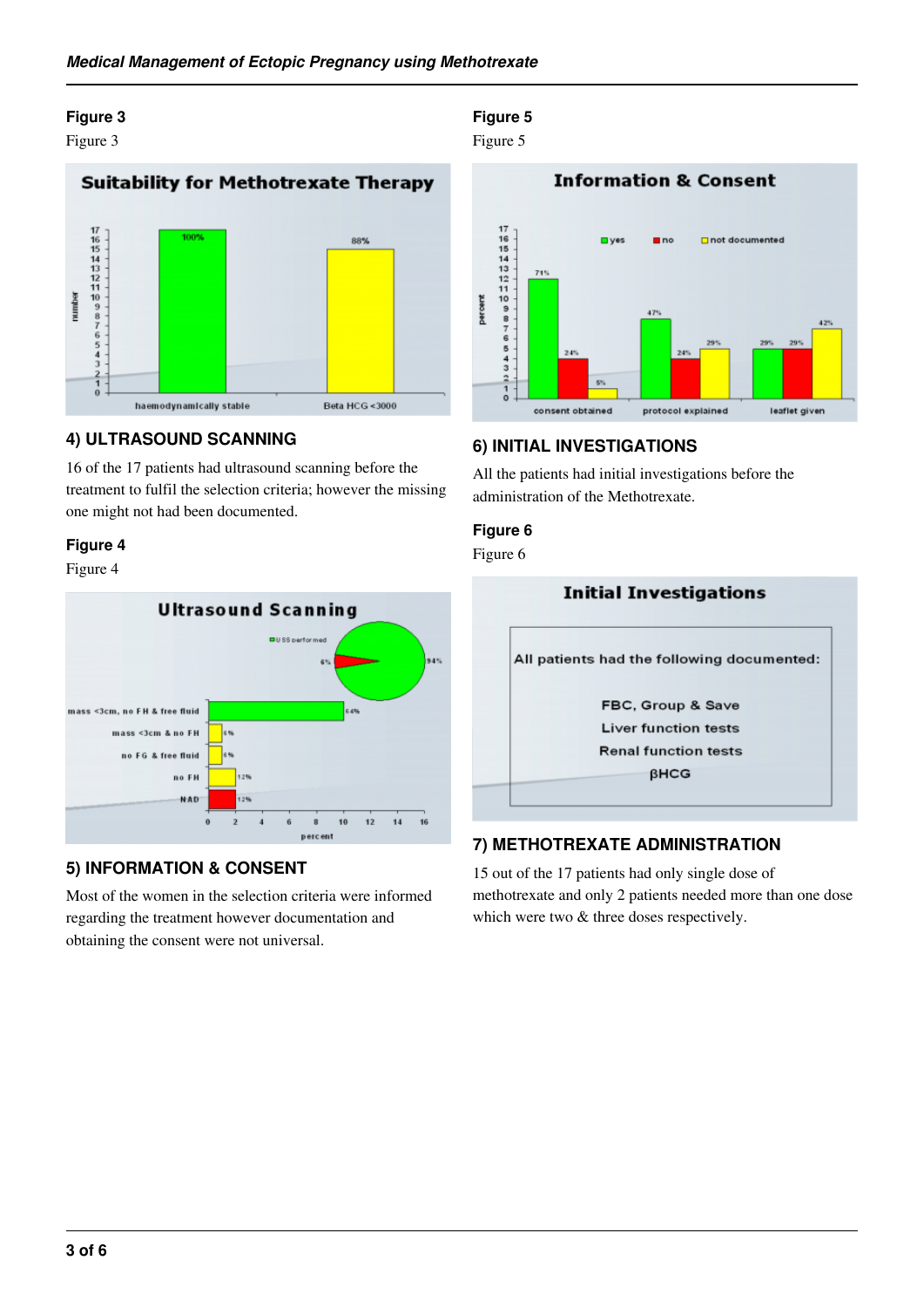**Figure 3**

Figure 3

**Figure 5**

Figure 5

## 4) ULTRASOUND SCANNING

16 of the 17 patients had ultrasound scanning before the treatment to fulfil the selection criteria; however the missing one might not had been documented.

**Figure 4**

Figure 4

## 5) INFORMATION & CONSENT

Most of the women in the selection criteria were informed regarding the treatment however documentation and obtaining the consent were not universal.

## 6) INITIAL INVESTIGATIONS

All the patients had initial investigations before the administration of the Methotrexate.

**Figure 6**

Figure 6

## 7) METHOTREXATE ADMINISTRATION

15 out of the 17 patients had only single dose of methotrexate and only 2 patients needed more than one dose which were two & three doses respectively.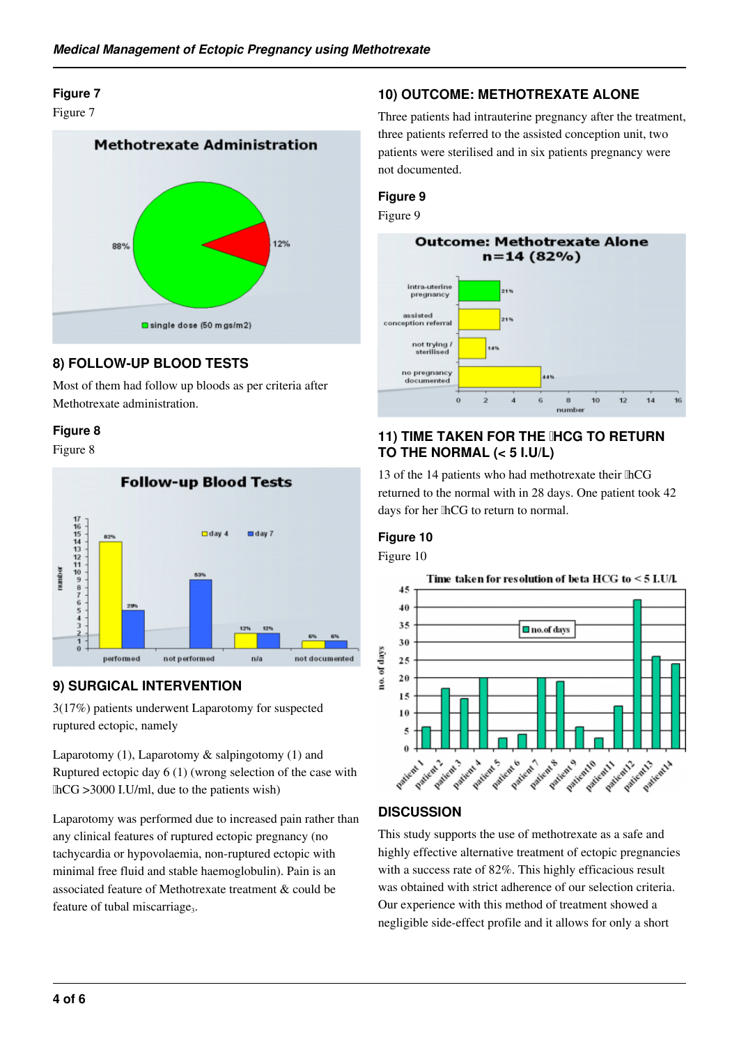**Figure 7**

Figure 7

## 8) FOLLOW-UP BLOOD TESTS

Most of them had follow up bloods as per criteria after Methotrexate administration.

**Figure 8**

Figure 8

## 9) SURGICAL INTERVENTION

3(17%) patients underwent Laparotomy for suspected ruptured ectopic, namely

Laparotomy (1), Laparotomy & salpingotomy (1) and Ruptured ectopic day 6 (1) (wrong selection of the case with βhCG >3000 I.U/ml, due to the patients wish)

Laparotomy was performed due to increased pain rather than any clinical features of ruptured ectopic pregnancy (no tachycardia or hypovolaemia, non-ruptured ectopic with minimal free fluid and stable haemoglobulin). Pain is an associated feature of Methotrexate treatment & could be feature of tubal miscarriage[3].

## 10) OUTCOME: METHOTREXATE ALONE

Three patients had intrauterine pregnancy after the treatment, three patients referred to the assisted conception unit, two patients were sterilised and in six patients pregnancy were not documented.

**Figure 9**

Figure 9

## 11) TIME TAKEN FOR THE βHCG TO RETURN TO THE NORMAL (< 5 I.U/L)

13 of the 14 patients who had methotrexate their βhCG returned to the normal with in 28 days. One patient took 42 days for her βhCG to return to normal.

**Figure 10**

Figure 10

## DISCUSSION

This study supports the use of methotrexate as a safe and highly effective alternative treatment of ectopic pregnancies with a success rate of 82%. This highly efficacious result was obtained with strict adherence of our selection criteria. Our experience with this method of treatment showed a negligible side-effect profile and it allows for only a short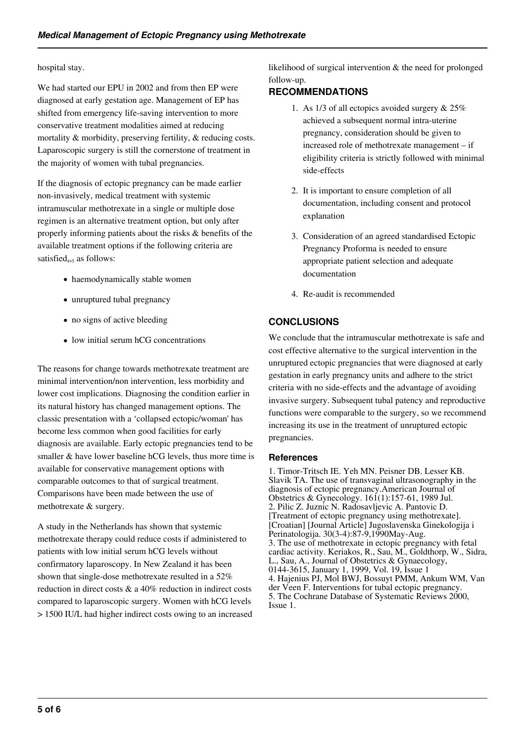hospital stay.

We had started our EPU in 2002 and from then EP were diagnosed at early gestation age. Management of EP has shifted from emergency life-saving intervention to more conservative treatment modalities aimed at reducing mortality & morbidity, preserving fertility, & reducing costs. Laparoscopic surgery is still the cornerstone of treatment in the majority of women with tubal pregnancies.

If the diagnosis of ectopic pregnancy can be made earlier non-invasively, medical treatment with systemic intramuscular methotrexate in a single or multiple dose regimen is an alternative treatment option, but only after properly informing patients about the risks & benefits of the available treatment options if the following criteria are satisfied[4,5] as follows:

- haemodynamically stable women
- unruptured tubal pregnancy
- no signs of active bleeding
- low initial serum hCG concentrations

The reasons for change towards methotrexate treatment are minimal intervention/non intervention, less morbidity and lower cost implications. Diagnosing the condition earlier in its natural history has changed management options. The classic presentation with a 'collapsed ectopic/woman' has become less common when good facilities for early diagnosis are available. Early ectopic pregnancies tend to be smaller & have lower baseline hCG levels, thus more time is available for conservative management options with comparable outcomes to that of surgical treatment. Comparisons have been made between the use of methotrexate & surgery.

A study in the Netherlands has shown that systemic methotrexate therapy could reduce costs if administered to patients with low initial serum hCG levels without confirmatory laparoscopy. In New Zealand it has been shown that single-dose methotrexate resulted in a 52% reduction in direct costs & a 40% reduction in indirect costs compared to laparoscopic surgery. Women with hCG levels > 1500 IU/L had higher indirect costs owing to an increased likelihood of surgical intervention & the need for prolonged follow-up.

## RECOMMENDATIONS

1. As 1/3 of all ectopics avoided surgery & 25% achieved a subsequent normal intra-uterine pregnancy, consideration should be given to increased role of methotrexate management – if eligibility criteria is strictly followed with minimal side-effects
2. It is important to ensure completion of all documentation, including consent and protocol explanation
3. Consideration of an agreed standardised Ectopic Pregnancy Proforma is needed to ensure appropriate patient selection and adequate documentation
4. Re-audit is recommended

## CONCLUSIONS

We conclude that the intramuscular methotrexate is safe and cost effective alternative to the surgical intervention in the unruptured ectopic pregnancies that were diagnosed at early gestation in early pregnancy units and adhere to the strict criteria with no side-effects and the advantage of avoiding invasive surgery. Subsequent tubal patency and reproductive functions were comparable to the surgery, so we recommend increasing its use in the treatment of unruptured ectopic pregnancies.

### References

1. Timor-Tritsch IE. Yeh MN. Peisner DB. Lesser KB. Slavik TA. The use of transvaginal ultrasonography in the diagnosis of ectopic pregnancy.American Journal of Obstetrics & Gynecology. 161(1):157-61, 1989 Jul.
2. Pilic Z. Juznic N. Radosavljevic A. Pantovic D. [Treatment of ectopic pregnancy using methotrexate]. [Croatian] [Journal Article] Jugoslavenska Ginekologija i Perinatologija. 30(3-4):87-9,1990May-Aug.
3. The use of methotrexate in ectopic pregnancy with fetal cardiac activity. Keriakos, R., Sau, M., Goldthorp, W., Sidra, L., Sau, A., Journal of Obstetrics & Gynaecology, 0144-3615, January 1, 1999, Vol. 19, Issue 1
4. Hajenius PJ, Mol BWJ, Bossuyt PMM, Ankum WM, Van der Veen F. Interventions for tubal ectopic pregnancy.
5. The Cochrane Database of Systematic Reviews 2000, Issue 1.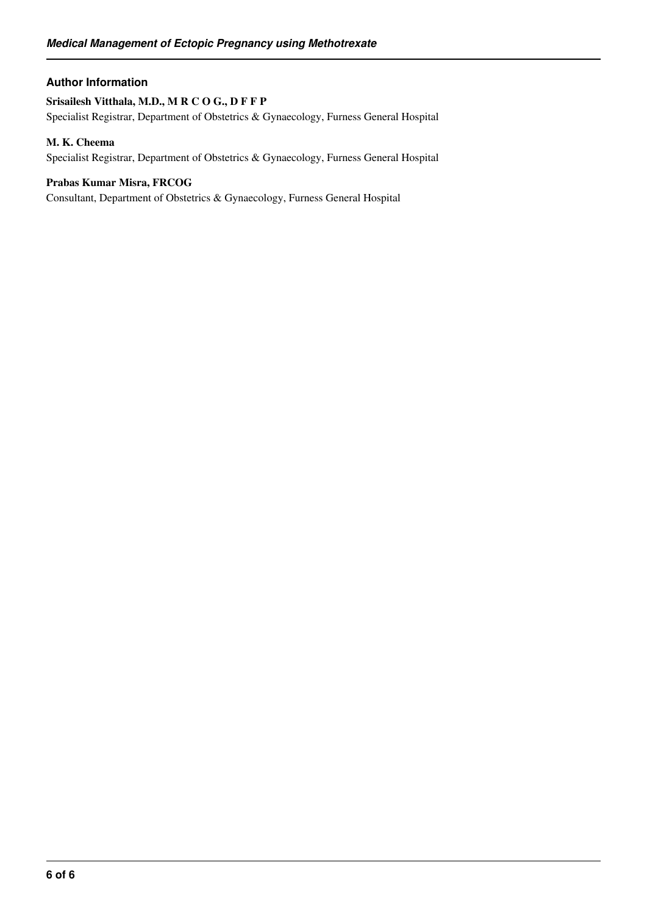## Author Information

**Srisailesh Vitthala, M.D., M R C O G., D F F P**

Specialist Registrar, Department of Obstetrics & Gynaecology, Furness General Hospital

**M. K. Cheema**

Specialist Registrar, Department of Obstetrics & Gynaecology, Furness General Hospital

**Prabas Kumar Misra, FRCOG**

Consultant, Department of Obstetrics & Gynaecology, Furness General Hospital